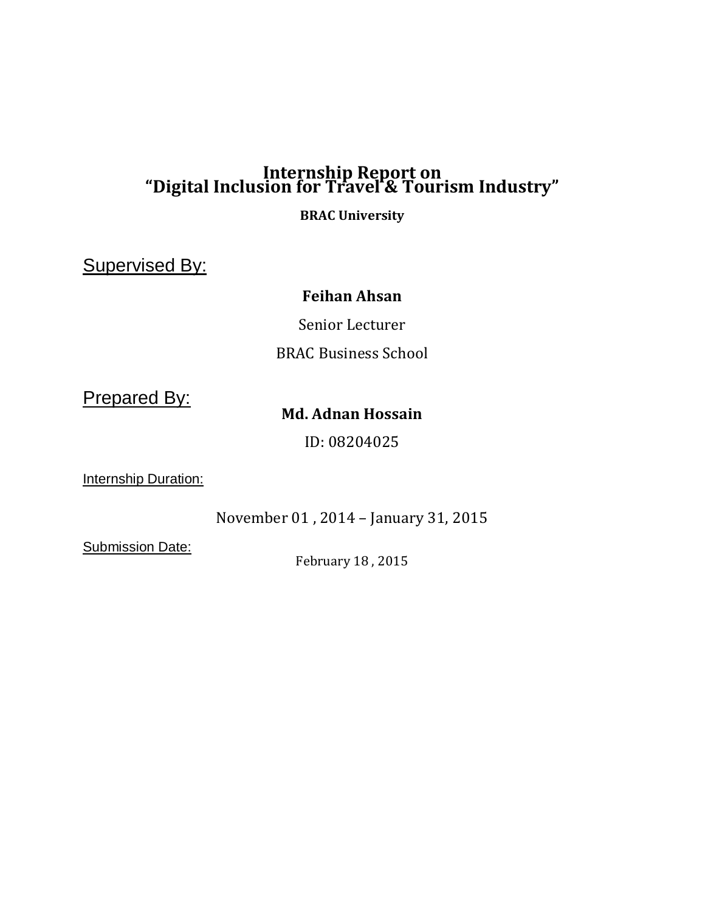# Internship Report on
# "Digital Inclusion for Travel & Tourism Industry"

**BRAC University**

<u>Supervised By:</u>

**Feihan Ahsan**

Senior Lecturer

BRAC Business School

<u>Prepared By:</u>

**Md. Adnan Hossain**

ID: 08204025

<u>Internship Duration:</u>

November 01 , 2014 – January 31, 2015

<u>Submission Date:</u>

February 18 , 2015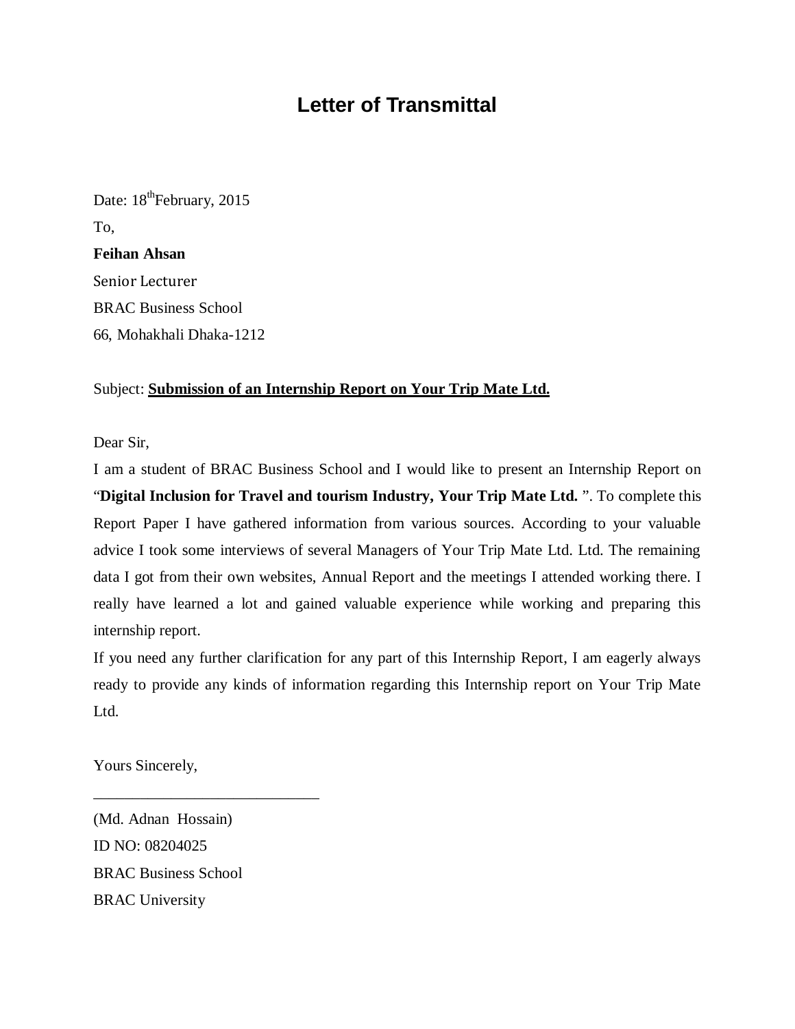# Letter of Transmittal

Date: 18th February, 2015

To,

**Feihan Ahsan**

Senior Lecturer

BRAC Business School

66, Mohakhali Dhaka-1212

Subject: **Submission of an Internship Report on Your Trip Mate Ltd.**

Dear Sir,

I am a student of BRAC Business School and I would like to present an Internship Report on "**Digital Inclusion for Travel and tourism Industry, Your Trip Mate Ltd.** ". To complete this Report Paper I have gathered information from various sources. According to your valuable advice I took some interviews of several Managers of Your Trip Mate Ltd. Ltd. The remaining data I got from their own websites, Annual Report and the meetings I attended working there. I really have learned a lot and gained valuable experience while working and preparing this internship report.

If you need any further clarification for any part of this Internship Report, I am eagerly always ready to provide any kinds of information regarding this Internship report on Your Trip Mate Ltd.

Yours Sincerely,

_____________________________

(Md. Adnan Hossain)

ID NO: 08204025

BRAC Business School

BRAC University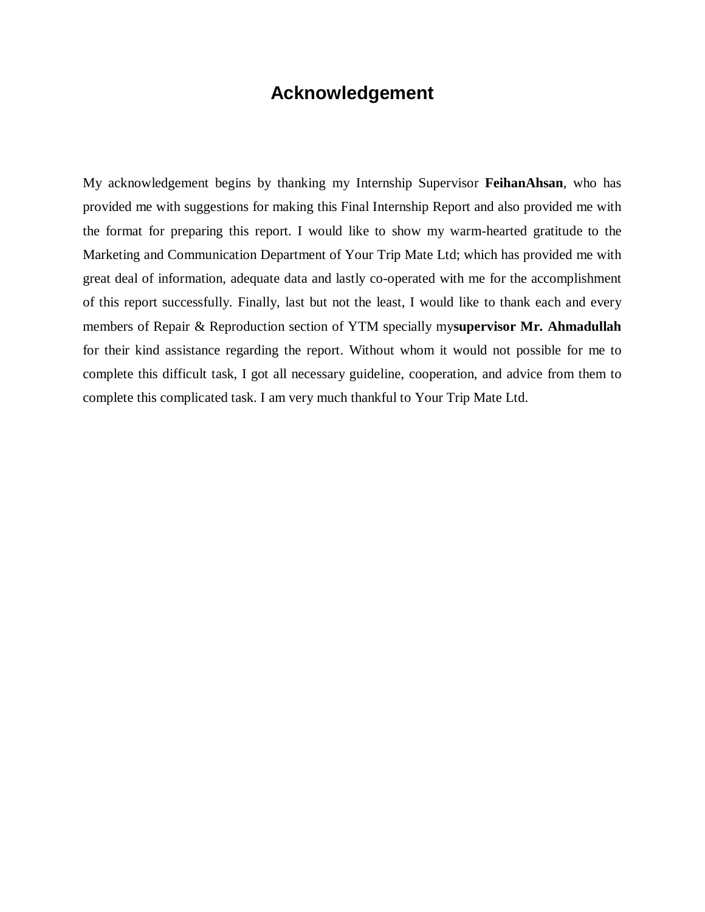# Acknowledgement

My acknowledgement begins by thanking my Internship Supervisor **FeihanAhsan**, who has provided me with suggestions for making this Final Internship Report and also provided me with the format for preparing this report. I would like to show my warm-hearted gratitude to the Marketing and Communication Department of Your Trip Mate Ltd; which has provided me with great deal of information, adequate data and lastly co-operated with me for the accomplishment of this report successfully. Finally, last but not the least, I would like to thank each and every members of Repair & Reproduction section of YTM specially my**supervisor Mr. Ahmadullah** for their kind assistance regarding the report. Without whom it would not possible for me to complete this difficult task, I got all necessary guideline, cooperation, and advice from them to complete this complicated task. I am very much thankful to Your Trip Mate Ltd.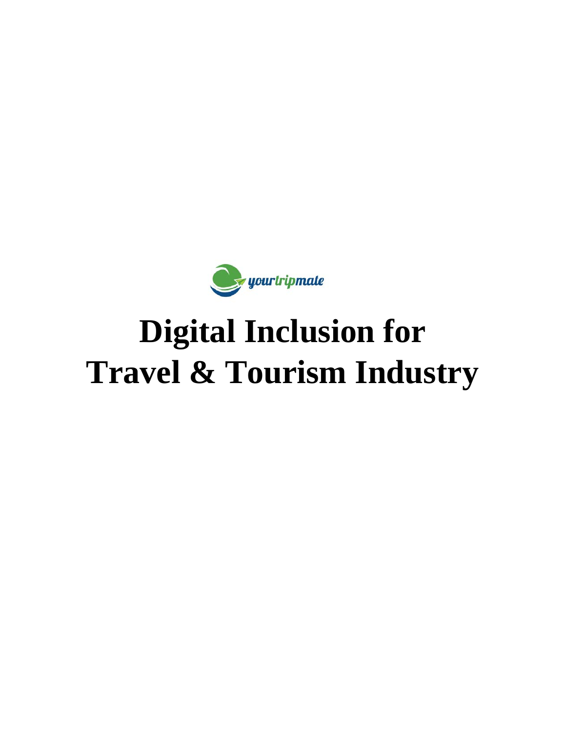yourtripmate

# Digital Inclusion for Travel & Tourism Industry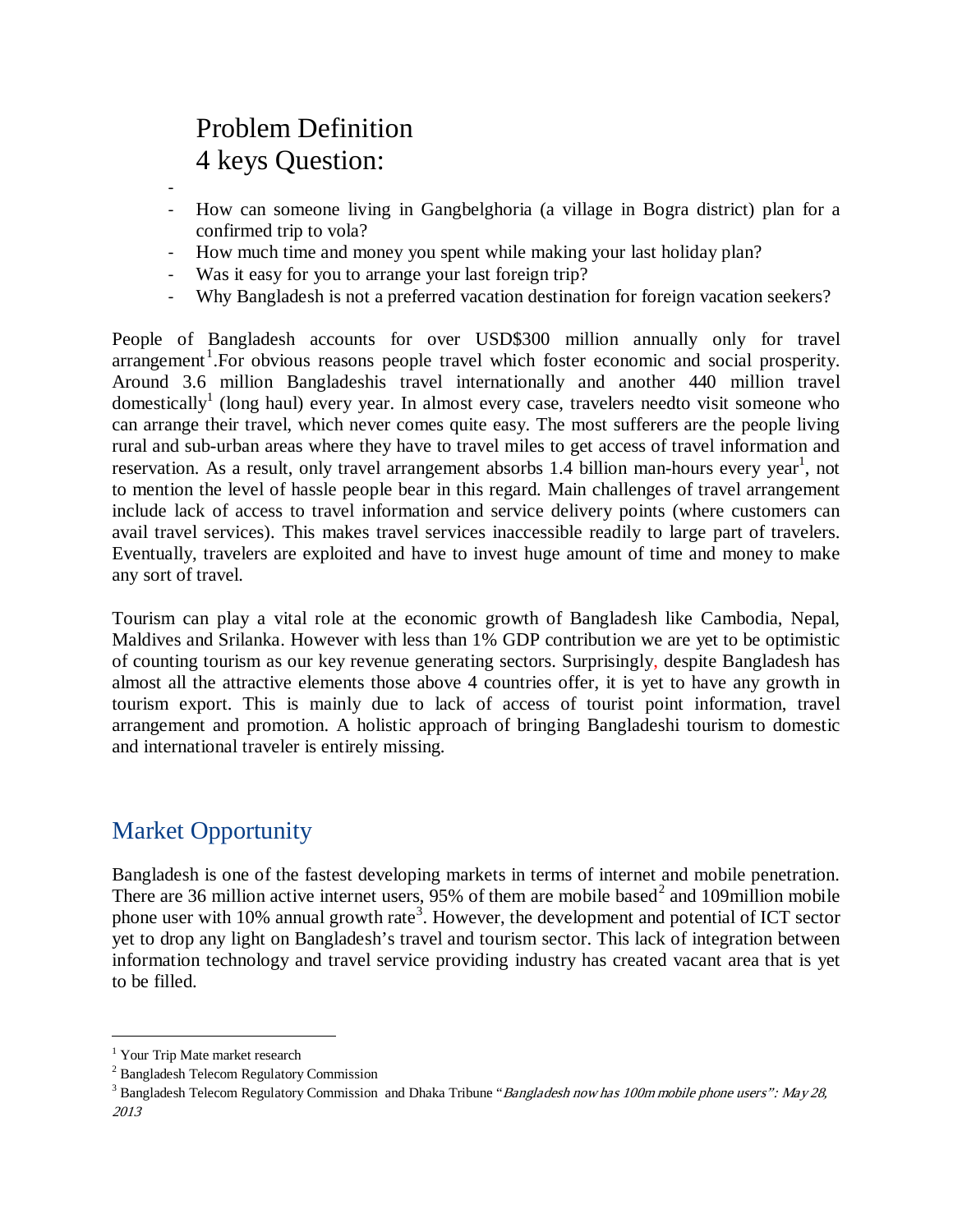# Problem Definition
# 4 keys Question:

-
- How can someone living in Gangbelghoria (a village in Bogra district) plan for a confirmed trip to vola?
- How much time and money you spent while making your last holiday plan?
- Was it easy for you to arrange your last foreign trip?
- Why Bangladesh is not a preferred vacation destination for foreign vacation seekers?

People of Bangladesh accounts for over USD$300 million annually only for travel arrangement[1].For obvious reasons people travel which foster economic and social prosperity. Around 3.6 million Bangladeshis travel internationally and another 440 million travel domestically[1] (long haul) every year. In almost every case, travelers needto visit someone who can arrange their travel, which never comes quite easy. The most sufferers are the people living rural and sub-urban areas where they have to travel miles to get access of travel information and reservation. As a result, only travel arrangement absorbs 1.4 billion man-hours every year[1], not to mention the level of hassle people bear in this regard. Main challenges of travel arrangement include lack of access to travel information and service delivery points (where customers can avail travel services). This makes travel services inaccessible readily to large part of travelers. Eventually, travelers are exploited and have to invest huge amount of time and money to make any sort of travel.

Tourism can play a vital role at the economic growth of Bangladesh like Cambodia, Nepal, Maldives and Srilanka. However with less than 1% GDP contribution we are yet to be optimistic of counting tourism as our key revenue generating sectors. Surprisingly, despite Bangladesh has almost all the attractive elements those above 4 countries offer, it is yet to have any growth in tourism export. This is mainly due to lack of access of tourist point information, travel arrangement and promotion. A holistic approach of bringing Bangladeshi tourism to domestic and international traveler is entirely missing.

## Market Opportunity

Bangladesh is one of the fastest developing markets in terms of internet and mobile penetration. There are 36 million active internet users, 95% of them are mobile based[2] and 109million mobile phone user with 10% annual growth rate[3]. However, the development and potential of ICT sector yet to drop any light on Bangladesh's travel and tourism sector. This lack of integration between information technology and travel service providing industry has created vacant area that is yet to be filled.

---

[1] Your Trip Mate market research

[2] Bangladesh Telecom Regulatory Commission

[3] Bangladesh Telecom Regulatory Commission and Dhaka Tribune "*Bangladesh now has 100m mobile phone users": May 28, 2013*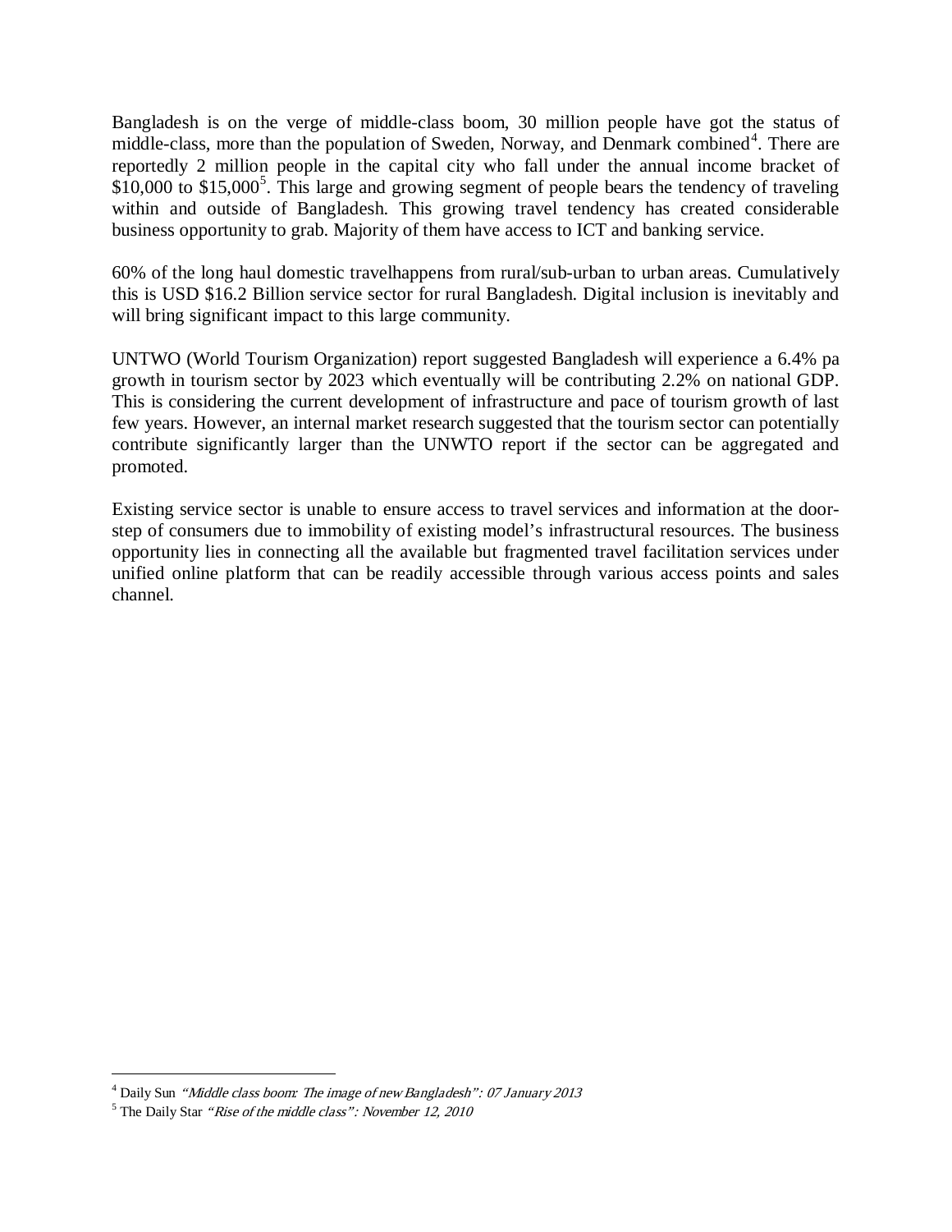Bangladesh is on the verge of middle-class boom, 30 million people have got the status of middle-class, more than the population of Sweden, Norway, and Denmark combined[4]. There are reportedly 2 million people in the capital city who fall under the annual income bracket of $10,000 to $15,000[5]. This large and growing segment of people bears the tendency of traveling within and outside of Bangladesh. This growing travel tendency has created considerable business opportunity to grab. Majority of them have access to ICT and banking service.

60% of the long haul domestic travelhappens from rural/sub-urban to urban areas. Cumulatively this is USD $16.2 Billion service sector for rural Bangladesh. Digital inclusion is inevitably and will bring significant impact to this large community.

UNTWO (World Tourism Organization) report suggested Bangladesh will experience a 6.4% pa growth in tourism sector by 2023 which eventually will be contributing 2.2% on national GDP. This is considering the current development of infrastructure and pace of tourism growth of last few years. However, an internal market research suggested that the tourism sector can potentially contribute significantly larger than the UNWTO report if the sector can be aggregated and promoted.

Existing service sector is unable to ensure access to travel services and information at the door-step of consumers due to immobility of existing model's infrastructural resources. The business opportunity lies in connecting all the available but fragmented travel facilitation services under unified online platform that can be readily accessible through various access points and sales channel.

---

[4] Daily Sun *"Middle class boom: The image of new Bangladesh": 07 January 2013*

[5] The Daily Star *"Rise of the middle class": November 12, 2010*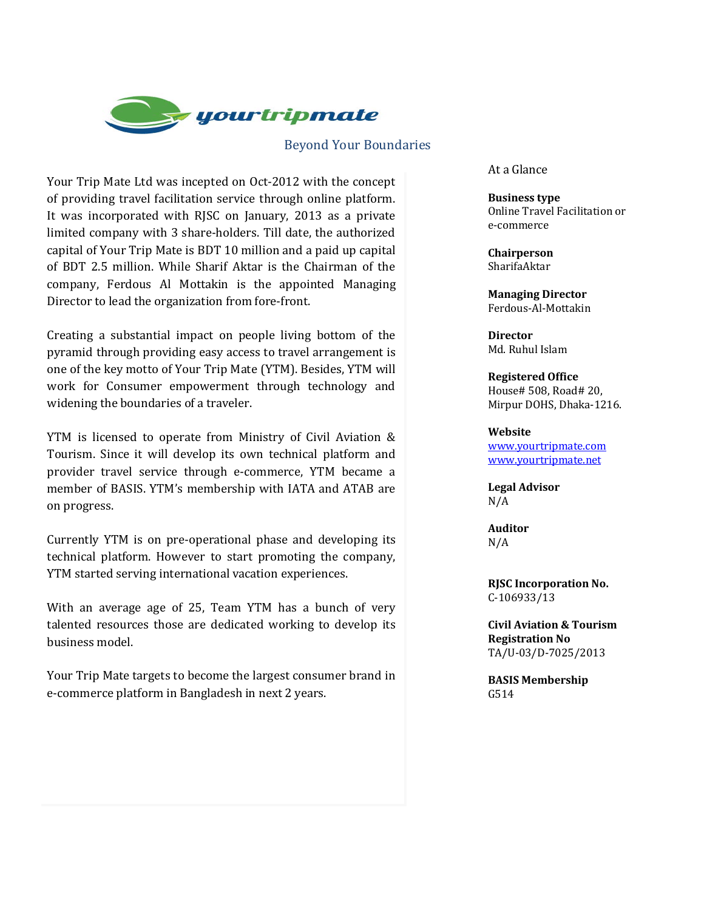yourtripmate

Beyond Your Boundaries

Your Trip Mate Ltd was incepted on Oct-2012 with the concept of providing travel facilitation service through online platform. It was incorporated with RJSC on January, 2013 as a private limited company with 3 share-holders. Till date, the authorized capital of Your Trip Mate is BDT 10 million and a paid up capital of BDT 2.5 million. While Sharif Aktar is the Chairman of the company, Ferdous Al Mottakin is the appointed Managing Director to lead the organization from fore-front.

Creating a substantial impact on people living bottom of the pyramid through providing easy access to travel arrangement is one of the key motto of Your Trip Mate (YTM). Besides, YTM will work for Consumer empowerment through technology and widening the boundaries of a traveler.

YTM is licensed to operate from Ministry of Civil Aviation & Tourism. Since it will develop its own technical platform and provider travel service through e-commerce, YTM became a member of BASIS. YTM's membership with IATA and ATAB are on progress.

Currently YTM is on pre-operational phase and developing its technical platform. However to start promoting the company, YTM started serving international vacation experiences.

With an average age of 25, Team YTM has a bunch of very talented resources those are dedicated working to develop its business model.

Your Trip Mate targets to become the largest consumer brand in e-commerce platform in Bangladesh in next 2 years.

At a Glance

**Business type**
Online Travel Facilitation or e-commerce

**Chairperson**
SharifaAktar

**Managing Director**
Ferdous-Al-Mottakin

**Director**
Md. Ruhul Islam

**Registered Office**
House# 508, Road# 20, Mirpur DOHS, Dhaka-1216.

**Website**
www.yourtripmate.com
www.yourtripmate.net

**Legal Advisor**
N/A

**Auditor**
N/A

**RJSC Incorporation No.**
C-106933/13

**Civil Aviation & Tourism Registration No**
TA/U-03/D-7025/2013

**BASIS Membership**
G514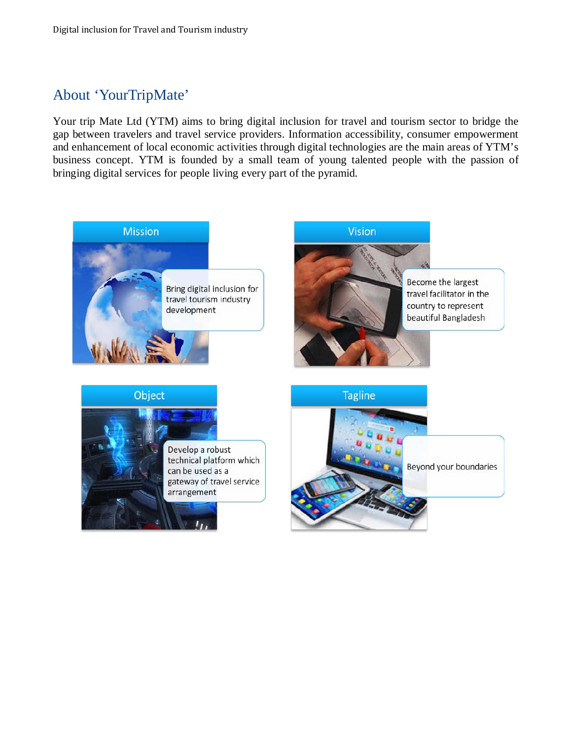## About 'YourTripMate'

Your trip Mate Ltd (YTM) aims to bring digital inclusion for travel and tourism sector to bridge the gap between travelers and travel service providers. Information accessibility, consumer empowerment and enhancement of local economic activities through digital technologies are the main areas of YTM's business concept. YTM is founded by a small team of young talented people with the passion of bringing digital services for people living every part of the pyramid.

**Mission**

Bring digital inclusion for travel tourism industry development

**Vision**

Become the largest travel facilitator in the country to represent beautiful Bangladesh

**Object**

Develop a robust technical platform which can be used as a gateway of travel service arrangement

**Tagline**

Beyond your boundaries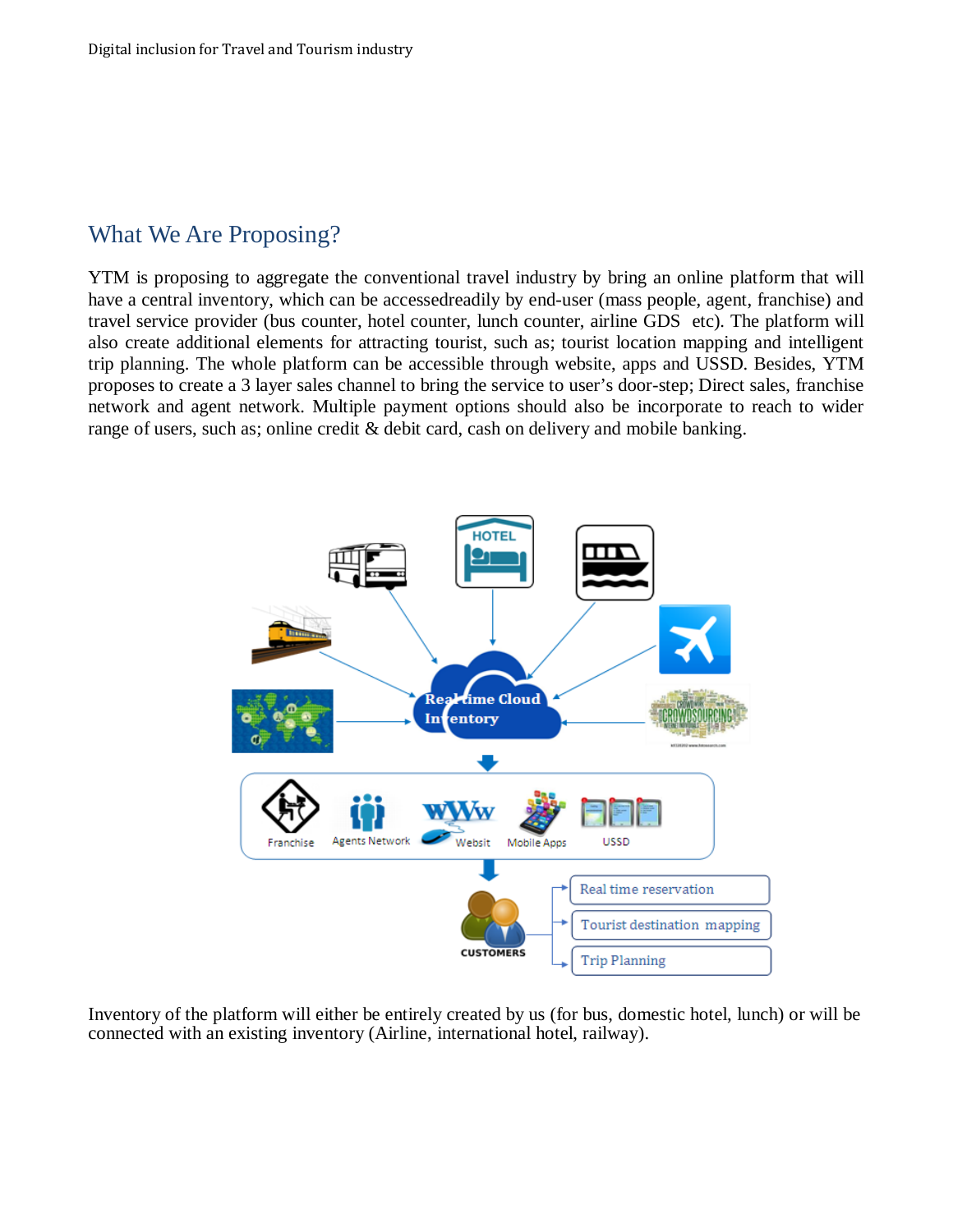## What We Are Proposing?

YTM is proposing to aggregate the conventional travel industry by bring an online platform that will have a central inventory, which can be accessedreadily by end-user (mass people, agent, franchise) and travel service provider (bus counter, hotel counter, lunch counter, airline GDS  etc). The platform will also create additional elements for attracting tourist, such as; tourist location mapping and intelligent trip planning. The whole platform can be accessible through website, apps and USSD. Besides, YTM proposes to create a 3 layer sales channel to bring the service to user's door-step; Direct sales, franchise network and agent network. Multiple payment options should also be incorporate to reach to wider range of users, such as; online credit & debit card, cash on delivery and mobile banking.

Inventory of the platform will either be entirely created by us (for bus, domestic hotel, lunch) or will be connected with an existing inventory (Airline, international hotel, railway).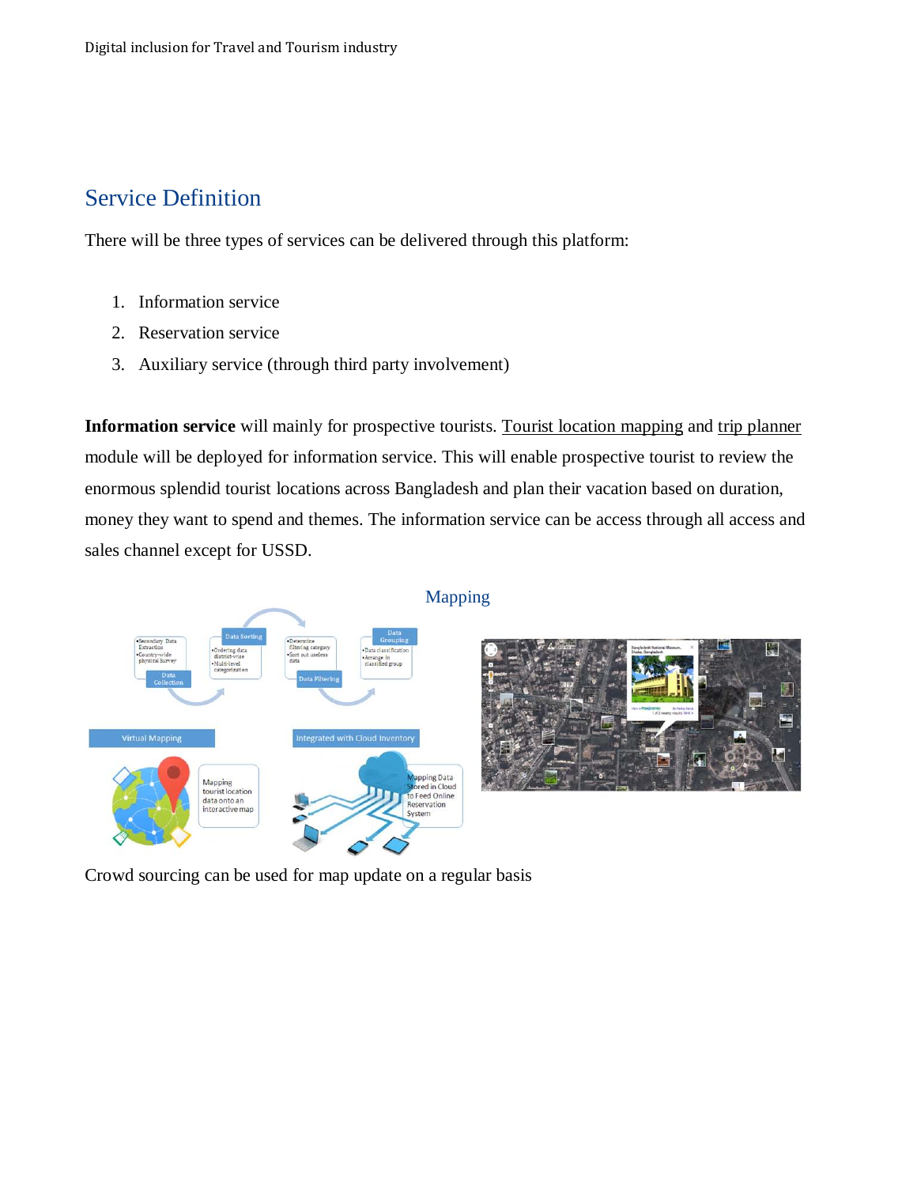## Service Definition

There will be three types of services can be delivered through this platform:

1. Information service
2. Reservation service
3. Auxiliary service (through third party involvement)

**Information service** will mainly for prospective tourists. Tourist location mapping and trip planner module will be deployed for information service. This will enable prospective tourist to review the enormous splendid tourist locations across Bangladesh and plan their vacation based on duration, money they want to spend and themes. The information service can be access through all access and sales channel except for USSD.

Mapping

Crowd sourcing can be used for map update on a regular basis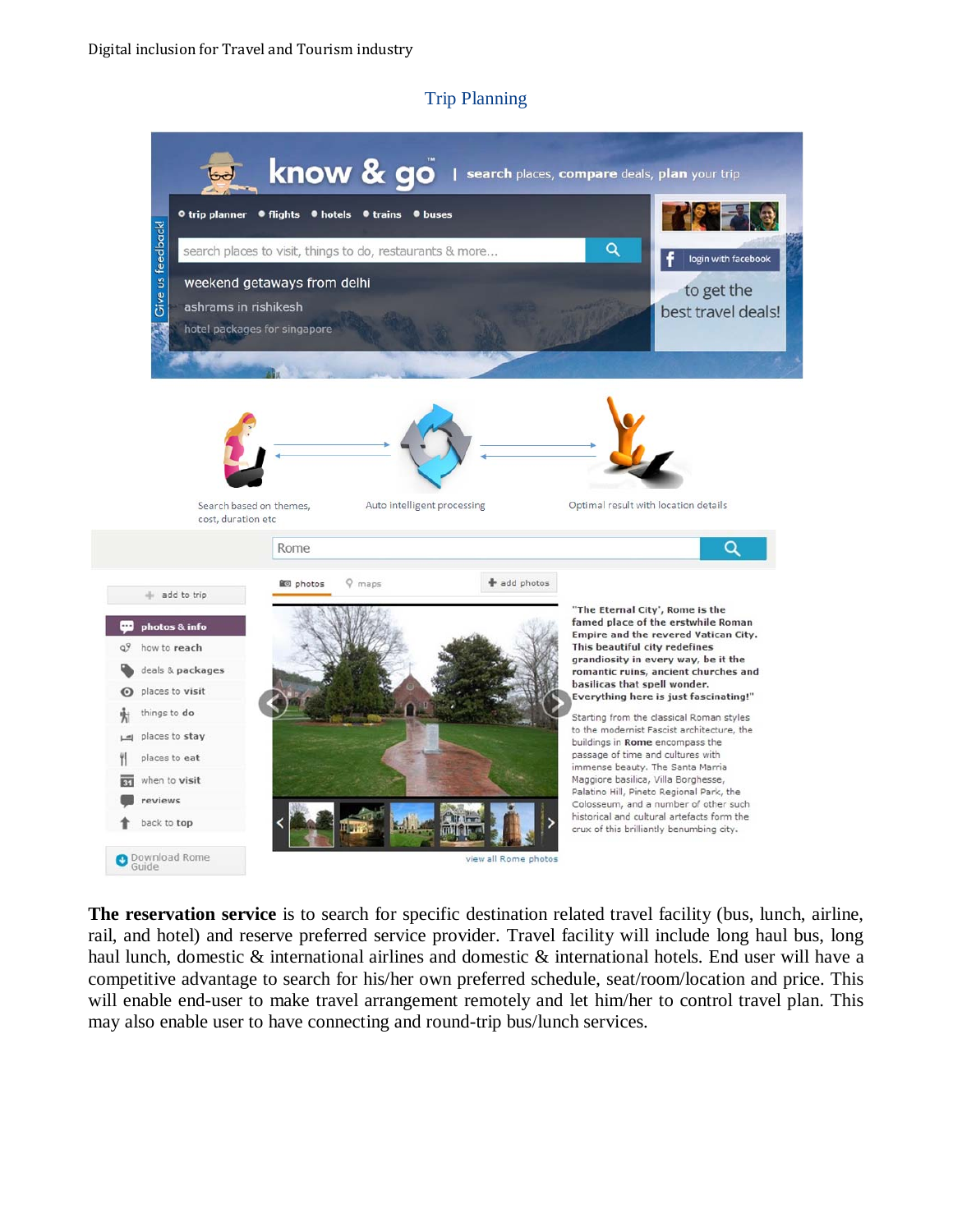## Trip Planning

**The reservation service** is to search for specific destination related travel facility (bus, lunch, airline, rail, and hotel) and reserve preferred service provider. Travel facility will include long haul bus, long haul lunch, domestic & international airlines and domestic & international hotels. End user will have a competitive advantage to search for his/her own preferred schedule, seat/room/location and price. This will enable end-user to make travel arrangement remotely and let him/her to control travel plan. This may also enable user to have connecting and round-trip bus/lunch services.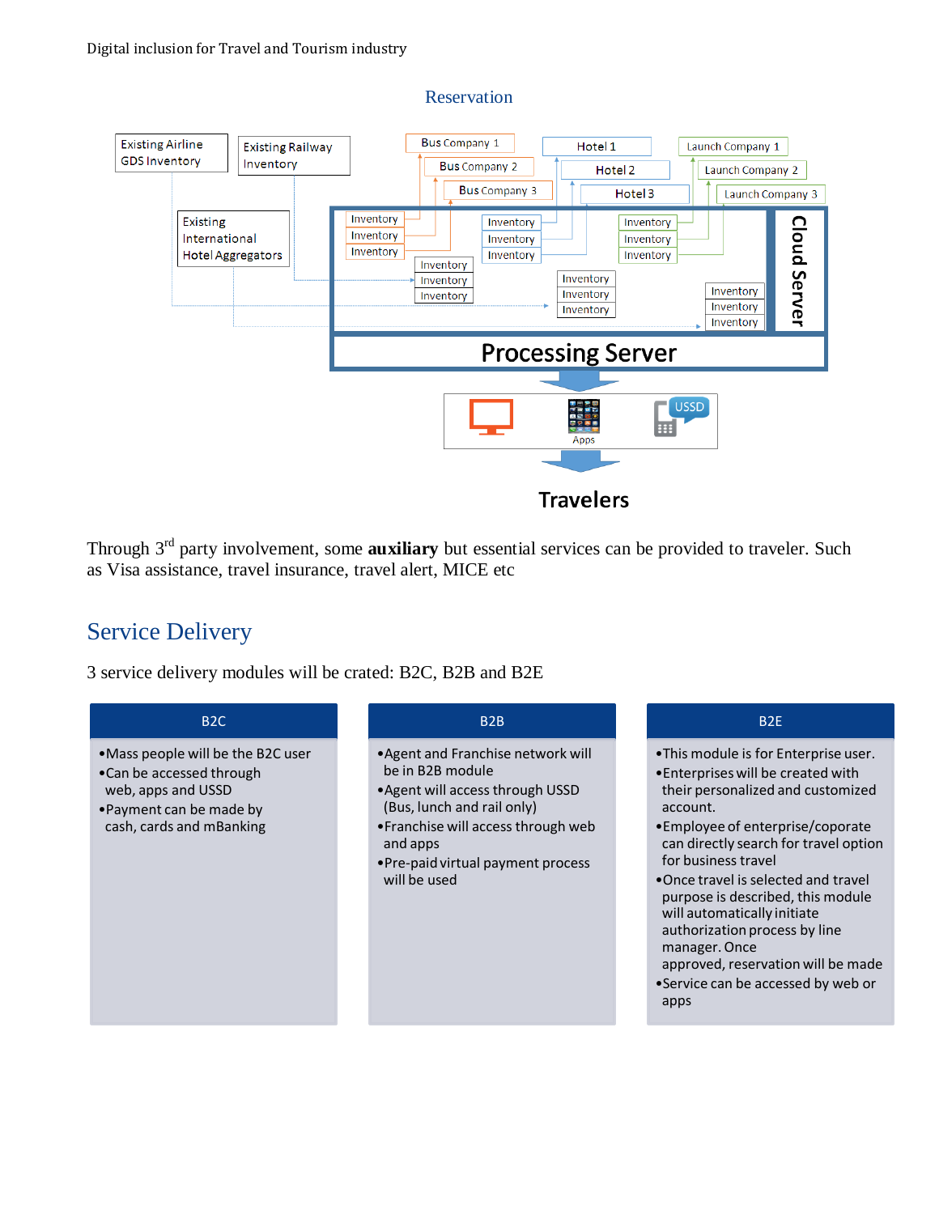## Reservation

Existing Airline GDS Inventory

Existing Railway Inventory

Existing International Hotel Aggregators

Bus Company 1

Bus Company 2

Bus Company 3

Hotel 1

Hotel 2

Hotel 3

Launch Company 1

Launch Company 2

Launch Company 3

Inventory

Cloud Server

Processing Server

Apps

USSD

Travelers

Through 3rd party involvement, some **auxiliary** but essential services can be provided to traveler. Such as Visa assistance, travel insurance, travel alert, MICE etc

## Service Delivery

3 service delivery modules will be crated: B2C, B2B and B2E

| B2C | B2B | B2E |
|---|---|---|
| •Mass people will be the B2C user<br>•Can be accessed through web, apps and USSD<br>•Payment can be made by cash, cards and mBanking | •Agent and Franchise network will be in B2B module<br>•Agent will access through USSD (Bus, lunch and rail only)<br>•Franchise will access through web and apps<br>•Pre-paid virtual payment process will be used | •This module is for Enterprise user.<br>•Enterprises will be created with their personalized and customized account.<br>•Employee of enterprise/coporate can directly search for travel option for business travel<br>•Once travel is selected and travel purpose is described, this module will automatically initiate authorization process by line manager. Once approved, reservation will be made<br>•Service can be accessed by web or apps |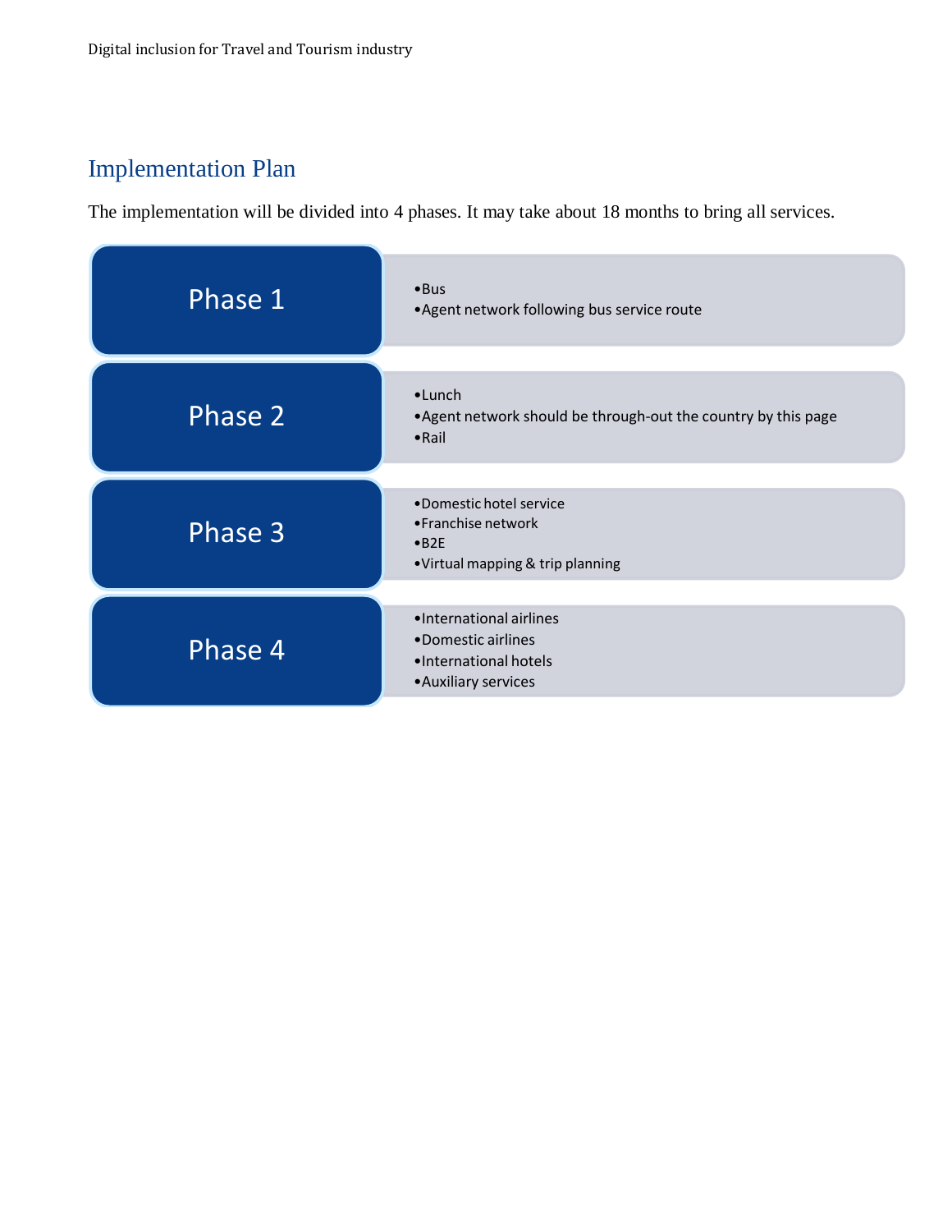## Implementation Plan

The implementation will be divided into 4 phases. It may take about 18 months to bring all services.

**Phase 1**

- Bus
- Agent network following bus service route

**Phase 2**

- Lunch
- Agent network should be through-out the country by this page
- Rail

**Phase 3**

- Domestic hotel service
- Franchise network
- B2E
- Virtual mapping & trip planning

**Phase 4**

- International airlines
- Domestic airlines
- International hotels
- Auxiliary services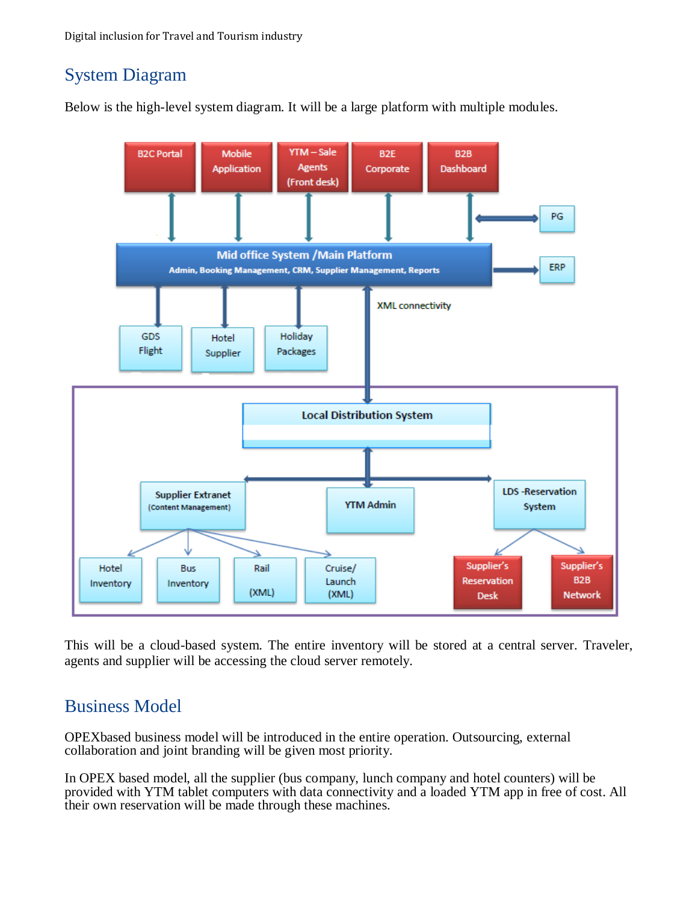## System Diagram

Below is the high-level system diagram. It will be a large platform with multiple modules.

This will be a cloud-based system. The entire inventory will be stored at a central server. Traveler, agents and supplier will be accessing the cloud server remotely.

## Business Model

OPEXbased business model will be introduced in the entire operation. Outsourcing, external collaboration and joint branding will be given most priority.

In OPEX based model, all the supplier (bus company, lunch company and hotel counters) will be provided with YTM tablet computers with data connectivity and a loaded YTM app in free of cost. All their own reservation will be made through these machines.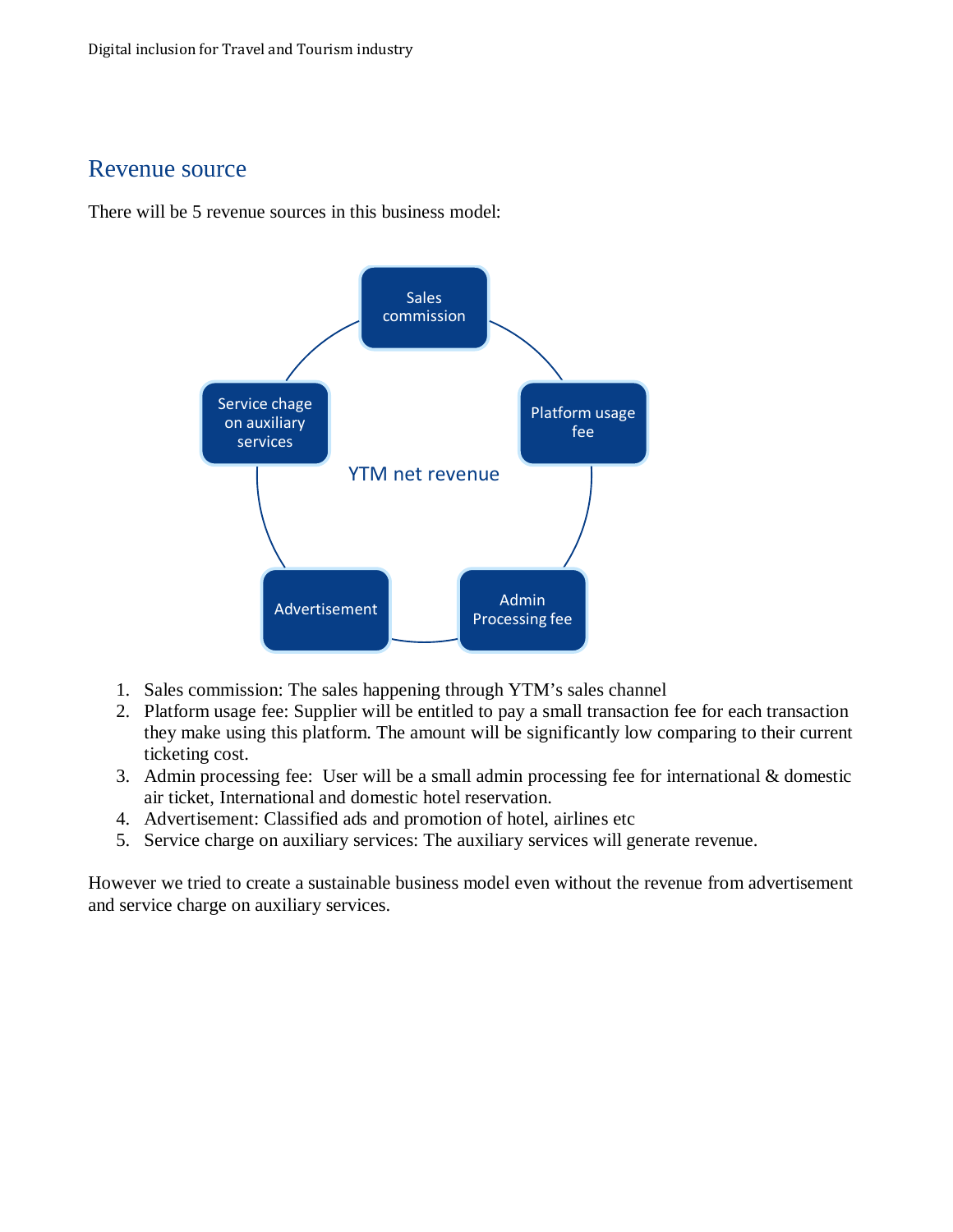## Revenue source

There will be 5 revenue sources in this business model:

1. Sales commission: The sales happening through YTM's sales channel
2. Platform usage fee: Supplier will be entitled to pay a small transaction fee for each transaction they make using this platform. The amount will be significantly low comparing to their current ticketing cost.
3. Admin processing fee: User will be a small admin processing fee for international & domestic air ticket, International and domestic hotel reservation.
4. Advertisement: Classified ads and promotion of hotel, airlines etc
5. Service charge on auxiliary services: The auxiliary services will generate revenue.

However we tried to create a sustainable business model even without the revenue from advertisement and service charge on auxiliary services.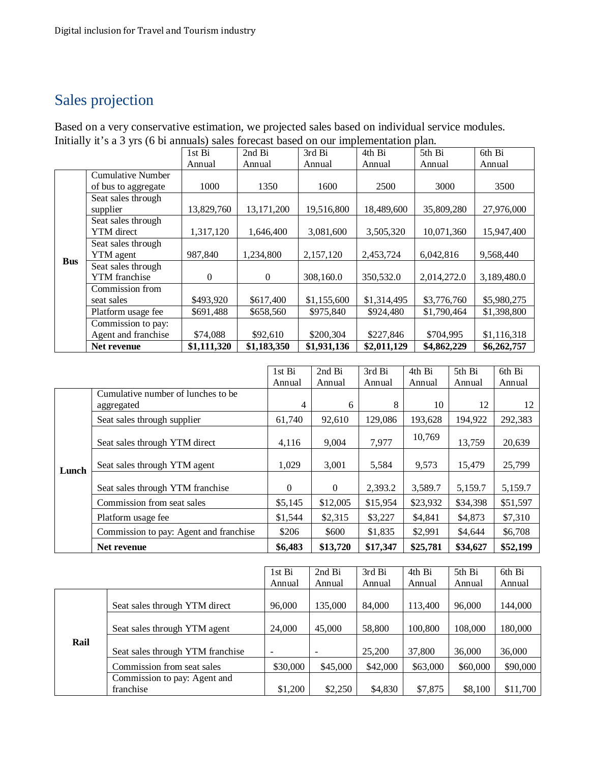## Sales projection

Based on a very conservative estimation, we projected sales based on individual service modules. Initially it's a 3 yrs (6 bi annuals) sales forecast based on our implementation plan.

| | | 1st Bi Annual | 2nd Bi Annual | 3rd Bi Annual | 4th Bi Annual | 5th Bi Annual | 6th Bi Annual |
|---|---|---|---|---|---|---|---|
| **Bus** | Cumulative Number of bus to aggregate | 1000 | 1350 | 1600 | 2500 | 3000 | 3500 |
| | Seat sales through supplier | 13,829,760 | 13,171,200 | 19,516,800 | 18,489,600 | 35,809,280 | 27,976,000 |
| | Seat sales through YTM direct | 1,317,120 | 1,646,400 | 3,081,600 | 3,505,320 | 10,071,360 | 15,947,400 |
| | Seat sales through YTM agent | 987,840 | 1,234,800 | 2,157,120 | 2,453,724 | 6,042,816 | 9,568,440 |
| | Seat sales through YTM franchise | 0 | 0 | 308,160.0 | 350,532.0 | 2,014,272.0 | 3,189,480.0 |
| | Commission from seat sales | $493,920 | $617,400 | $1,155,600 | $1,314,495 | $3,776,760 | $5,980,275 |
| | Platform usage fee | $691,488 | $658,560 | $975,840 | $924,480 | $1,790,464 | $1,398,800 |
| | Commission to pay: Agent and franchise | $74,088 | $92,610 | $200,304 | $227,846 | $704,995 | $1,116,318 |
| | **Net revenue** | **$1,111,320** | **$1,183,350** | **$1,931,136** | **$2,011,129** | **$4,862,229** | **$6,262,757** |

| | | 1st Bi Annual | 2nd Bi Annual | 3rd Bi Annual | 4th Bi Annual | 5th Bi Annual | 6th Bi Annual |
|---|---|---|---|---|---|---|---|
| **Lunch** | Cumulative number of lunches to be aggregated | 4 | 6 | 8 | 10 | 12 | 12 |
| | Seat sales through supplier | 61,740 | 92,610 | 129,086 | 193,628 | 194,922 | 292,383 |
| | Seat sales through YTM direct | 4,116 | 9,004 | 7,977 | 10,769 | 13,759 | 20,639 |
| | Seat sales through YTM agent | 1,029 | 3,001 | 5,584 | 9,573 | 15,479 | 25,799 |
| | Seat sales through YTM franchise | 0 | 0 | 2,393.2 | 3,589.7 | 5,159.7 | 5,159.7 |
| | Commission from seat sales | $5,145 | $12,005 | $15,954 | $23,932 | $34,398 | $51,597 |
| | Platform usage fee | $1,544 | $2,315 | $3,227 | $4,841 | $4,873 | $7,310 |
| | Commission to pay: Agent and franchise | $206 | $600 | $1,835 | $2,991 | $4,644 | $6,708 |
| | **Net revenue** | **$6,483** | **$13,720** | **$17,347** | **$25,781** | **$34,627** | **$52,199** |

| | | 1st Bi Annual | 2nd Bi Annual | 3rd Bi Annual | 4th Bi Annual | 5th Bi Annual | 6th Bi Annual |
|---|---|---|---|---|---|---|---|
| **Rail** | Seat sales through YTM direct | 96,000 | 135,000 | 84,000 | 113,400 | 96,000 | 144,000 |
| | Seat sales through YTM agent | 24,000 | 45,000 | 58,800 | 100,800 | 108,000 | 180,000 |
| | Seat sales through YTM franchise | - | - | 25,200 | 37,800 | 36,000 | 36,000 |
| | Commission from seat sales | $30,000 | $45,000 | $42,000 | $63,000 | $60,000 | $90,000 |
| | Commission to pay: Agent and franchise | $1,200 | $2,250 | $4,830 | $7,875 | $8,100 | $11,700 |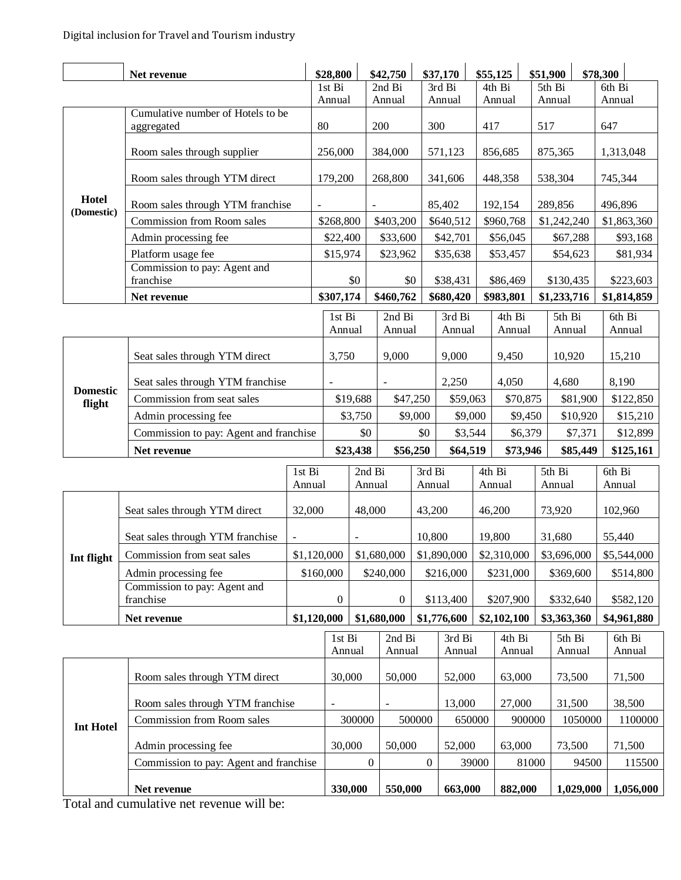| | Net revenue | $28,800 | $42,750 | $37,170 | $55,125 | $51,900 | $78,300 |
|---|---|---|---|---|---|---|---|

| | | 1st Bi Annual | 2nd Bi Annual | 3rd Bi Annual | 4th Bi Annual | 5th Bi Annual | 6th Bi Annual |
|---|---|---|---|---|---|---|---|
| **Hotel (Domestic)** | Cumulative number of Hotels to be aggregated | 80 | 200 | 300 | 417 | 517 | 647 |
| | Room sales through supplier | 256,000 | 384,000 | 571,123 | 856,685 | 875,365 | 1,313,048 |
| | Room sales through YTM direct | 179,200 | 268,800 | 341,606 | 448,358 | 538,304 | 745,344 |
| | Room sales through YTM franchise | - | - | 85,402 | 192,154 | 289,856 | 496,896 |
| | Commission from Room sales | $268,800 | $403,200 | $640,512 | $960,768 | $1,242,240 | $1,863,360 |
| | Admin processing fee | $22,400 | $33,600 | $42,701 | $56,045 | $67,288 | $93,168 |
| | Platform usage fee | $15,974 | $23,962 | $35,638 | $53,457 | $54,623 | $81,934 |
| | Commission to pay: Agent and franchise | $0 | $0 | $38,431 | $86,469 | $130,435 | $223,603 |
| | **Net revenue** | **$307,174** | **$460,762** | **$680,420** | **$983,801** | **$1,233,716** | **$1,814,859** |

| | | 1st Bi Annual | 2nd Bi Annual | 3rd Bi Annual | 4th Bi Annual | 5th Bi Annual | 6th Bi Annual |
|---|---|---|---|---|---|---|---|
| **Domestic flight** | Seat sales through YTM direct | 3,750 | 9,000 | 9,000 | 9,450 | 10,920 | 15,210 |
| | Seat sales through YTM franchise | - | - | 2,250 | 4,050 | 4,680 | 8,190 |
| | Commission from seat sales | $19,688 | $47,250 | $59,063 | $70,875 | $81,900 | $122,850 |
| | Admin processing fee | $3,750 | $9,000 | $9,000 | $9,450 | $10,920 | $15,210 |
| | Commission to pay: Agent and franchise | $0 | $0 | $3,544 | $6,379 | $7,371 | $12,899 |
| | **Net revenue** | **$23,438** | **$56,250** | **$64,519** | **$73,946** | **$85,449** | **$125,161** |

| | | 1st Bi Annual | 2nd Bi Annual | 3rd Bi Annual | 4th Bi Annual | 5th Bi Annual | 6th Bi Annual |
|---|---|---|---|---|---|---|---|
| **Int flight** | Seat sales through YTM direct | 32,000 | 48,000 | 43,200 | 46,200 | 73,920 | 102,960 |
| | Seat sales through YTM franchise | - | - | 10,800 | 19,800 | 31,680 | 55,440 |
| | Commission from seat sales | $1,120,000 | $1,680,000 | $1,890,000 | $2,310,000 | $3,696,000 | $5,544,000 |
| | Admin processing fee | $160,000 | $240,000 | $216,000 | $231,000 | $369,600 | $514,800 |
| | Commission to pay: Agent and franchise | 0 | 0 | $113,400 | $207,900 | $332,640 | $582,120 |
| | **Net revenue** | **$1,120,000** | **$1,680,000** | **$1,776,600** | **$2,102,100** | **$3,363,360** | **$4,961,880** |

| | | 1st Bi Annual | 2nd Bi Annual | 3rd Bi Annual | 4th Bi Annual | 5th Bi Annual | 6th Bi Annual |
|---|---|---|---|---|---|---|---|
| **Int Hotel** | Room sales through YTM direct | 30,000 | 50,000 | 52,000 | 63,000 | 73,500 | 71,500 |
| | Room sales through YTM franchise | - | - | 13,000 | 27,000 | 31,500 | 38,500 |
| | Commission from Room sales | 300000 | 500000 | 650000 | 900000 | 1050000 | 1100000 |
| | Admin processing fee | 30,000 | 50,000 | 52,000 | 63,000 | 73,500 | 71,500 |
| | Commission to pay: Agent and franchise | 0 | 0 | 39000 | 81000 | 94500 | 115500 |
| | **Net revenue** | **330,000** | **550,000** | **663,000** | **882,000** | **1,029,000** | **1,056,000** |

Total and cumulative net revenue will be: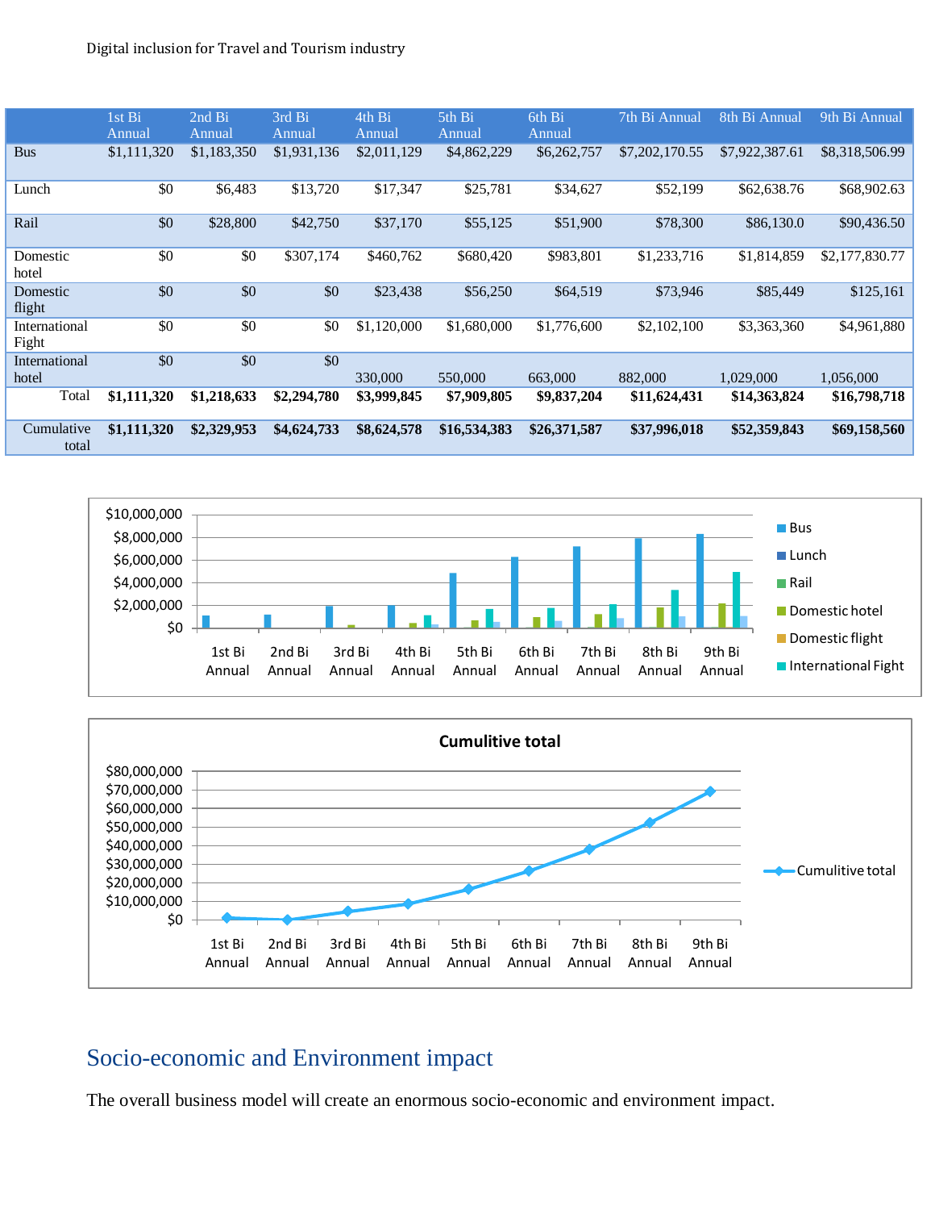|  | 1st Bi Annual | 2nd Bi Annual | 3rd Bi Annual | 4th Bi Annual | 5th Bi Annual | 6th Bi Annual | 7th Bi Annual | 8th Bi Annual | 9th Bi Annual |
|---|---|---|---|---|---|---|---|---|---|
| Bus | $1,111,320 | $1,183,350 | $1,931,136 | $2,011,129 | $4,862,229 | $6,262,757 | $7,202,170.55 | $7,922,387.61 | $8,318,506.99 |
| Lunch | $0 | $6,483 | $13,720 | $17,347 | $25,781 | $34,627 | $52,199 | $62,638.76 | $68,902.63 |
| Rail | $0 | $28,800 | $42,750 | $37,170 | $55,125 | $51,900 | $78,300 | $86,130.0 | $90,436.50 |
| Domestic hotel | $0 | $0 | $307,174 | $460,762 | $680,420 | $983,801 | $1,233,716 | $1,814,859 | $2,177,830.77 |
| Domestic flight | $0 | $0 | $0 | $23,438 | $56,250 | $64,519 | $73,946 | $85,449 | $125,161 |
| International Fight | $0 | $0 | $0 | $1,120,000 | $1,680,000 | $1,776,600 | $2,102,100 | $3,363,360 | $4,961,880 |
| International hotel | $0 | $0 | $0 | 330,000 | 550,000 | 663,000 | 882,000 | 1,029,000 | 1,056,000 |
| Total | **$1,111,320** | **$1,218,633** | **$2,294,780** | **$3,999,845** | **$7,909,805** | **$9,837,204** | **$11,624,431** | **$14,363,824** | **$16,798,718** |
| Cumulative total | **$1,111,320** | **$2,329,953** | **$4,624,733** | **$8,624,578** | **$16,534,383** | **$26,371,587** | **$37,996,018** | **$52,359,843** | **$69,158,560** |

## Socio-economic and Environment impact

The overall business model will create an enormous socio-economic and environment impact.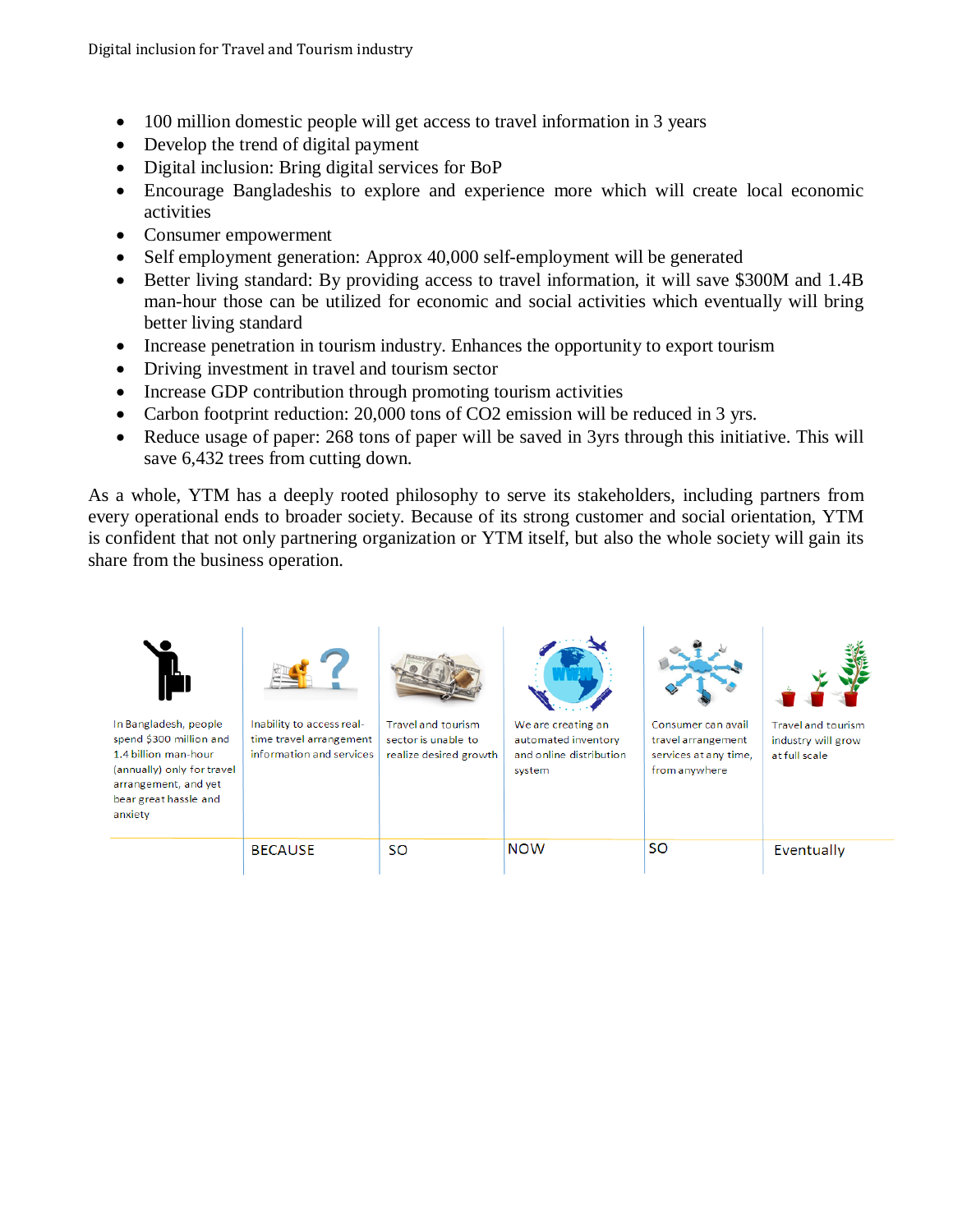- 100 million domestic people will get access to travel information in 3 years
- Develop the trend of digital payment
- Digital inclusion: Bring digital services for BoP
- Encourage Bangladeshis to explore and experience more which will create local economic activities
- Consumer empowerment
- Self employment generation: Approx 40,000 self-employment will be generated
- Better living standard: By providing access to travel information, it will save $300M and 1.4B man-hour those can be utilized for economic and social activities which eventually will bring better living standard
- Increase penetration in tourism industry. Enhances the opportunity to export tourism
- Driving investment in travel and tourism sector
- Increase GDP contribution through promoting tourism activities
- Carbon footprint reduction: 20,000 tons of $CO_2$ emission will be reduced in 3 yrs.
- Reduce usage of paper: 268 tons of paper will be saved in 3yrs through this initiative. This will save 6,432 trees from cutting down.

As a whole, YTM has a deeply rooted philosophy to serve its stakeholders, including partners from every operational ends to broader society. Because of its strong customer and social orientation, YTM is confident that not only partnering organization or YTM itself, but also the whole society will gain its share from the business operation.

| In Bangladesh, people spend $300 million and 1.4 billion man-hour (annually) only for travel arrangement, and yet bear great hassle and anxiety | Inability to access real-time travel arrangement information and services | Travel and tourism sector is unable to realize desired growth | We are creating an automated inventory and online distribution system | Consumer can avail travel arrangement services at any time, from anywhere | Travel and tourism industry will grow at full scale |
|---|---|---|---|---|---|
| | BECAUSE | SO | NOW | SO | Eventually |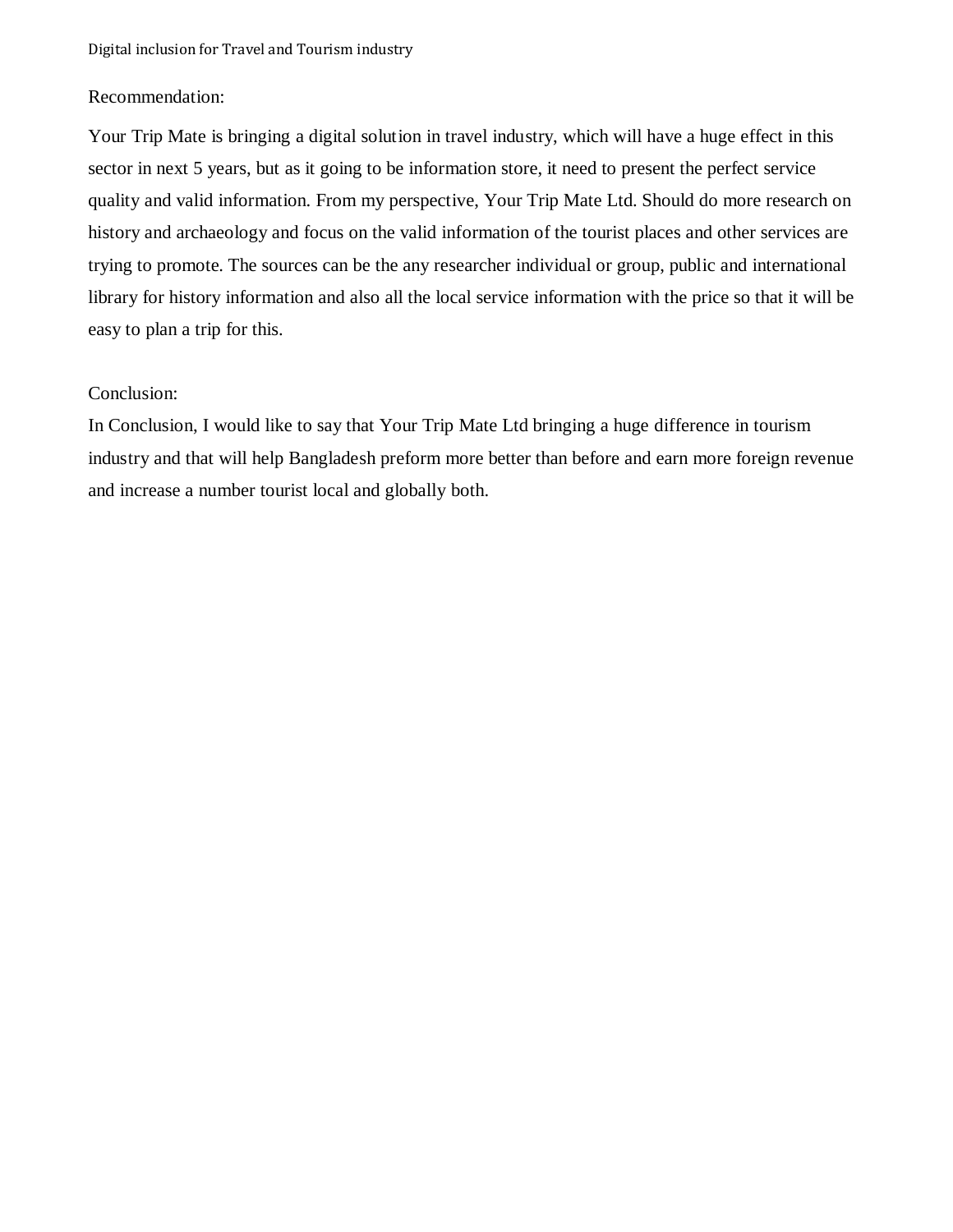## Recommendation:

Your Trip Mate is bringing a digital solution in travel industry, which will have a huge effect in this sector in next 5 years, but as it going to be information store, it need to present the perfect service quality and valid information. From my perspective, Your Trip Mate Ltd. Should do more research on history and archaeology and focus on the valid information of the tourist places and other services are trying to promote. The sources can be the any researcher individual or group, public and international library for history information and also all the local service information with the price so that it will be easy to plan a trip for this.

## Conclusion:

In Conclusion, I would like to say that Your Trip Mate Ltd bringing a huge difference in tourism industry and that will help Bangladesh preform more better than before and earn more foreign revenue and increase a number tourist local and globally both.